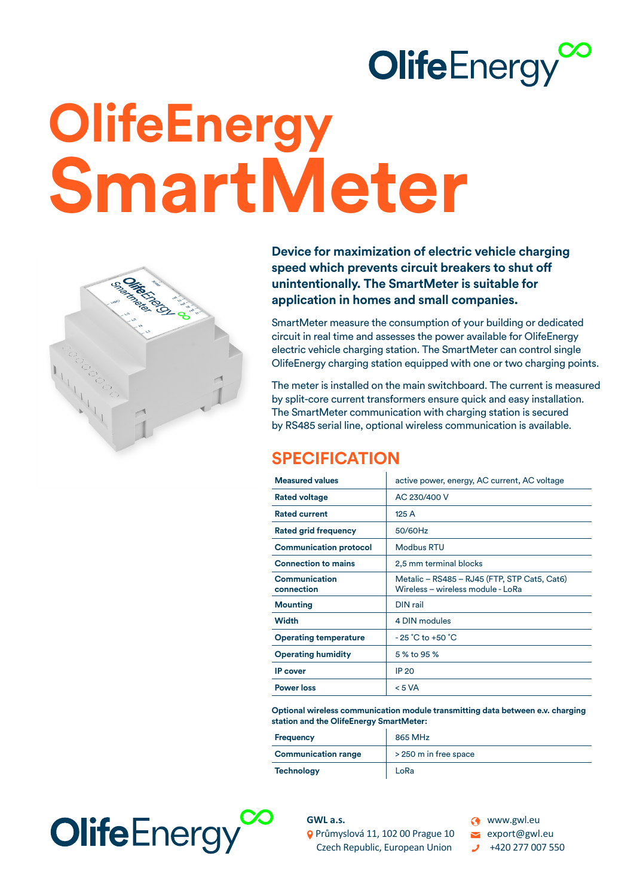OlifeEnergy

# OlifeEnergy SmartMeter

**Device for maximization of electric vehicle charging speed which prevents circuit breakers to shut off unintentionally. The SmartMeter is suitable for application in homes and small companies.**

SmartMeter measure the consumption of your building or dedicated circuit in real time and assesses the power available for OlifeEnergy electric vehicle charging station. The SmartMeter can control single OlifeEnergy charging station equipped with one or two charging points.

The meter is installed on the main switchboard. The current is measured by split-core current transformers ensure quick and easy installation. The SmartMeter communication with charging station is secured by RS485 serial line, optional wireless communication is available.

## SPECIFICATION

| | |
|---|---|
| **Measured values** | active power, energy, AC current, AC voltage |
| **Rated voltage** | AC 230/400 V |
| **Rated current** | 125 A |
| **Rated grid frequency** | 50/60Hz |
| **Communication protocol** | Modbus RTU |
| **Connection to mains** | 2,5 mm terminal blocks |
| **Communication connection** | Metalic – RS485 – RJ45 (FTP, STP Cat5, Cat6)<br>Wireless – wireless module - LoRa |
| **Mounting** | DIN rail |
| **Width** | 4 DIN modules |
| **Operating temperature** | - 25 ˚C to +50 ˚C |
| **Operating humidity** | 5 % to 95 % |
| **IP cover** | IP 20 |
| **Power loss** | < 5 VA |

**Optional wireless communication module transmitting data between e.v. charging station and the OlifeEnergy SmartMeter:**

| | |
|---|---|
| **Frequency** | 865 MHz |
| **Communication range** | > 250 m in free space |
| **Technology** | LoRa |

OlifeEnergy

**GWL a.s.**
Průmyslová 11, 102 00 Prague 10
Czech Republic, European Union

www.gwl.eu
export@gwl.eu
+420 277 007 550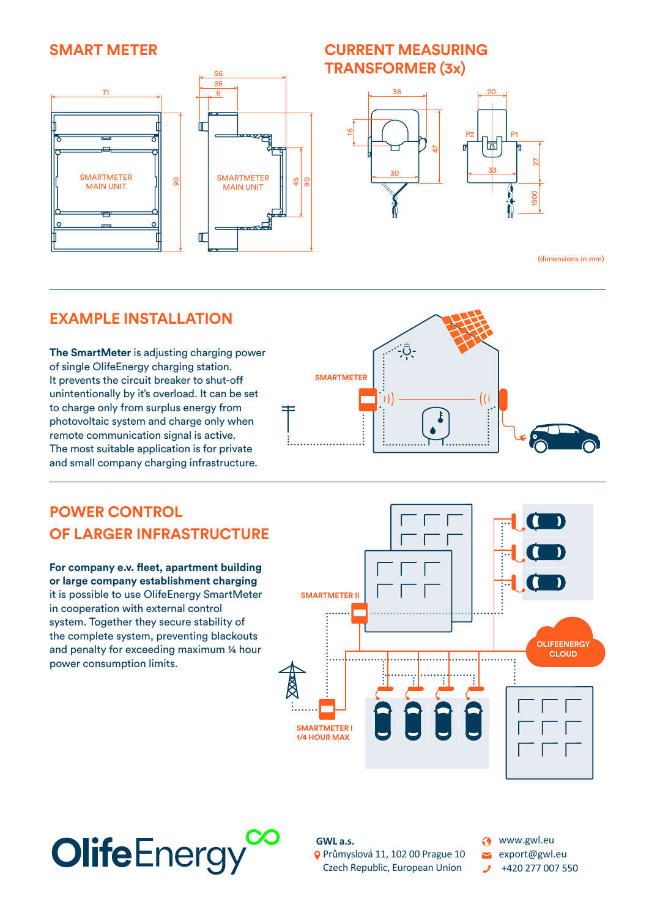## SMART METER

71

56

25

6

SMARTMETER MAIN UNIT

90

SMARTMETER MAIN UNIT

45

90

## CURRENT MEASURING TRANSFORMER (3x)

36

16

47

30

20

P2

P1

33

27

1500

(dimensions in mm)

## EXAMPLE INSTALLATION

**The SmartMeter** is adjusting charging power of single OlifeEnergy charging station. It prevents the circuit breaker to shut-off unintentionally by it's overload. It can be set to charge only from surplus energy from photovoltaic system and charge only when remote communication signal is active. The most suitable application is for private and small company charging infrastructure.

SMARTMETER

## POWER CONTROL OF LARGER INFRASTRUCTURE

**For company e.v. fleet, apartment building or large company establishment charging** it is possible to use OlifeEnergy SmartMeter in cooperation with external control system. Together they secure stability of the complete system, preventing blackouts and penalty for exceeding maximum ¼ hour power consumption limits.

SMARTMETER II

OLIFEENERGY CLOUD

SMARTMETER I
1/4 HOUR MAX

OlifeEnergy

**GWL a.s.**
Průmyslová 11, 102 00 Prague 10
Czech Republic, European Union

www.gwl.eu
export@gwl.eu
+420 277 007 550